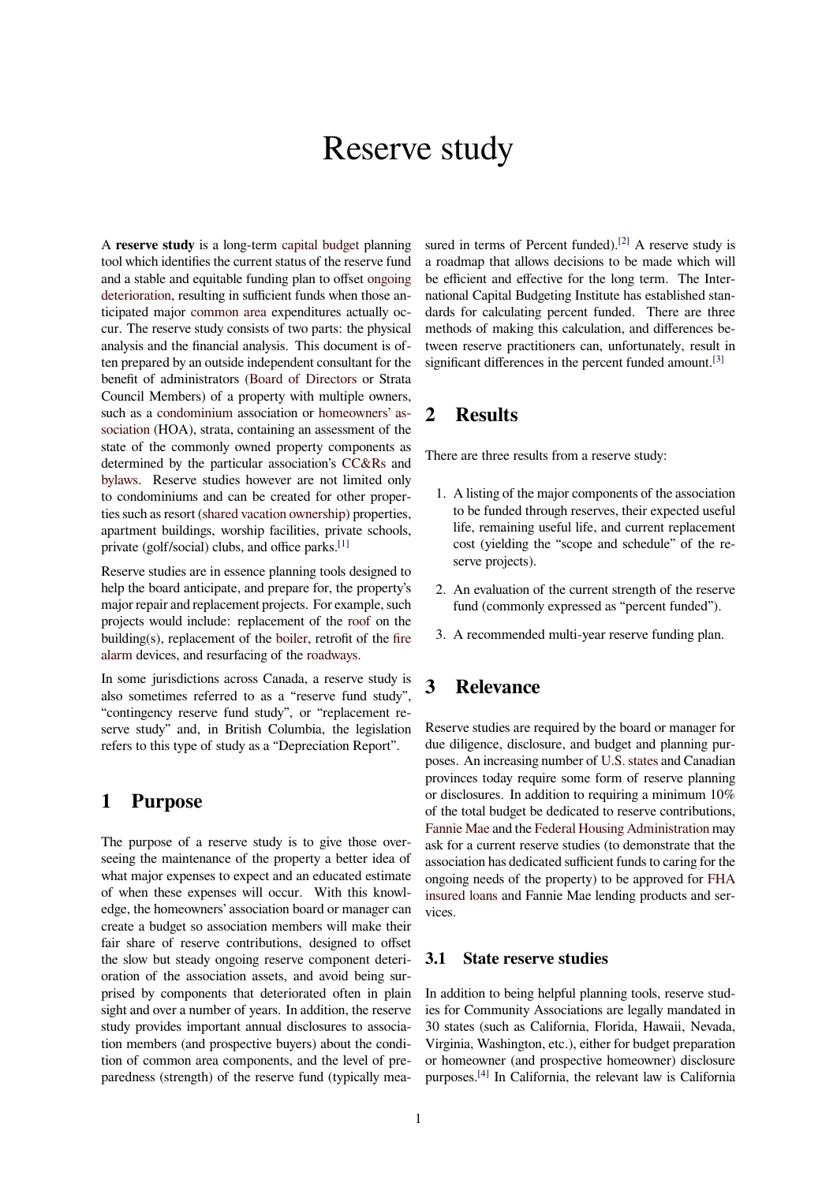# Reserve study

A **reserve study** is a long-term capital budget planning tool which identifies the current status of the reserve fund and a stable and equitable funding plan to offset ongoing deterioration, resulting in sufficient funds when those anticipated major common area expenditures actually occur. The reserve study consists of two parts: the physical analysis and the financial analysis. This document is often prepared by an outside independent consultant for the benefit of administrators (Board of Directors or Strata Council Members) of a property with multiple owners, such as a condominium association or homeowners' association (HOA), strata, containing an assessment of the state of the commonly owned property components as determined by the particular association's CC&Rs and bylaws. Reserve studies however are not limited only to condominiums and can be created for other properties such as resort (shared vacation ownership) properties, apartment buildings, worship facilities, private schools, private (golf/social) clubs, and office parks.[1]

Reserve studies are in essence planning tools designed to help the board anticipate, and prepare for, the property's major repair and replacement projects. For example, such projects would include: replacement of the roof on the building(s), replacement of the boiler, retrofit of the fire alarm devices, and resurfacing of the roadways.

In some jurisdictions across Canada, a reserve study is also sometimes referred to as a "reserve fund study", "contingency reserve fund study", or "replacement reserve study" and, in British Columbia, the legislation refers to this type of study as a "Depreciation Report".

## 1 Purpose

The purpose of a reserve study is to give those overseeing the maintenance of the property a better idea of what major expenses to expect and an educated estimate of when these expenses will occur. With this knowledge, the homeowners' association board or manager can create a budget so association members will make their fair share of reserve contributions, designed to offset the slow but steady ongoing reserve component deterioration of the association assets, and avoid being surprised by components that deteriorated often in plain sight and over a number of years. In addition, the reserve study provides important annual disclosures to association members (and prospective buyers) about the condition of common area components, and the level of preparedness (strength) of the reserve fund (typically measured in terms of Percent funded).[2] A reserve study is a roadmap that allows decisions to be made which will be efficient and effective for the long term. The International Capital Budgeting Institute has established standards for calculating percent funded. There are three methods of making this calculation, and differences between reserve practitioners can, unfortunately, result in significant differences in the percent funded amount.[3]

## 2 Results

There are three results from a reserve study:

1. A listing of the major components of the association to be funded through reserves, their expected useful life, remaining useful life, and current replacement cost (yielding the "scope and schedule" of the reserve projects).
2. An evaluation of the current strength of the reserve fund (commonly expressed as "percent funded").
3. A recommended multi-year reserve funding plan.

## 3 Relevance

Reserve studies are required by the board or manager for due diligence, disclosure, and budget and planning purposes. An increasing number of U.S. states and Canadian provinces today require some form of reserve planning or disclosures. In addition to requiring a minimum 10% of the total budget be dedicated to reserve contributions, Fannie Mae and the Federal Housing Administration may ask for a current reserve studies (to demonstrate that the association has dedicated sufficient funds to caring for the ongoing needs of the property) to be approved for FHA insured loans and Fannie Mae lending products and services.

### 3.1 State reserve studies

In addition to being helpful planning tools, reserve studies for Community Associations are legally mandated in 30 states (such as California, Florida, Hawaii, Nevada, Virginia, Washington, etc.), either for budget preparation or homeowner (and prospective homeowner) disclosure purposes.[4] In California, the relevant law is California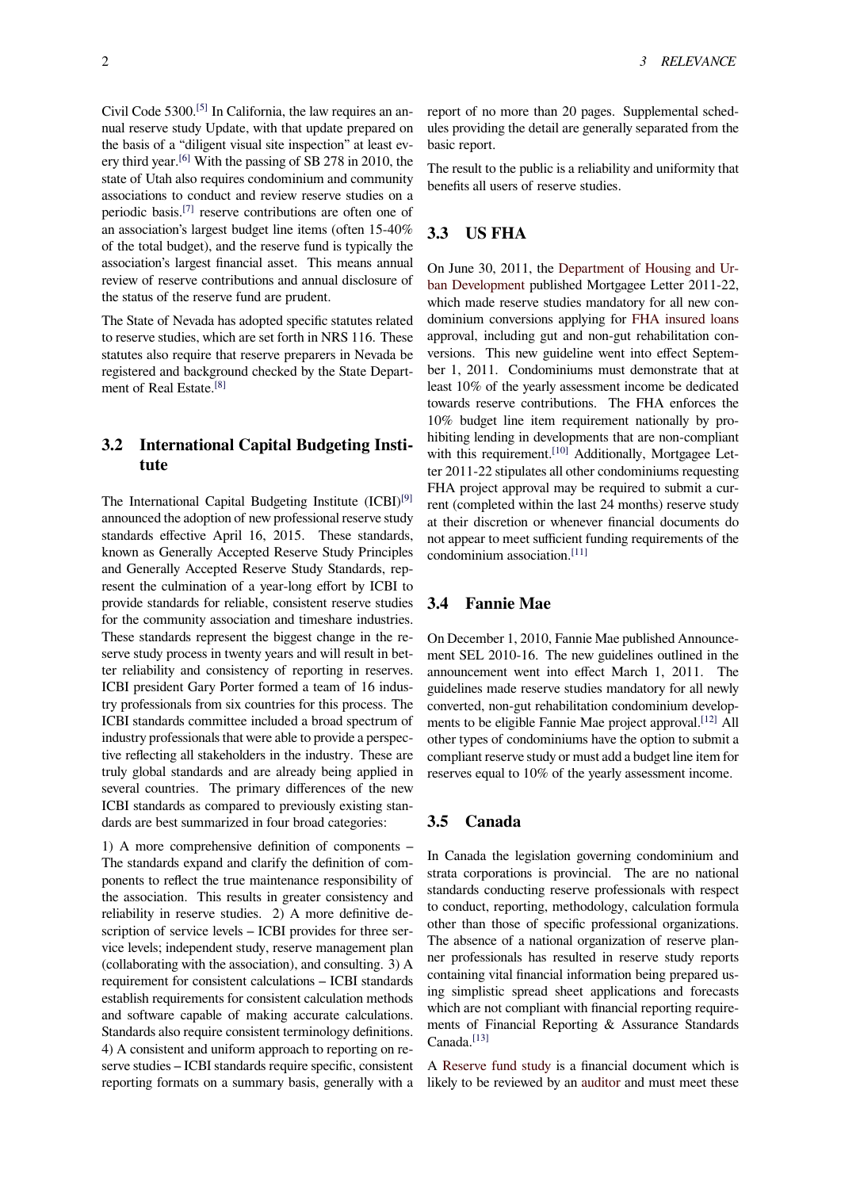Civil Code 5300.[5] In California, the law requires an annual reserve study Update, with that update prepared on the basis of a "diligent visual site inspection" at least every third year.[6] With the passing of SB 278 in 2010, the state of Utah also requires condominium and community associations to conduct and review reserve studies on a periodic basis.[7] reserve contributions are often one of an association's largest budget line items (often 15-40% of the total budget), and the reserve fund is typically the association's largest financial asset. This means annual review of reserve contributions and annual disclosure of the status of the reserve fund are prudent.

The State of Nevada has adopted specific statutes related to reserve studies, which are set forth in NRS 116. These statutes also require that reserve preparers in Nevada be registered and background checked by the State Department of Real Estate.[8]

## 3.2 International Capital Budgeting Institute

The International Capital Budgeting Institute (ICBI)[9] announced the adoption of new professional reserve study standards effective April 16, 2015. These standards, known as Generally Accepted Reserve Study Principles and Generally Accepted Reserve Study Standards, represent the culmination of a year-long effort by ICBI to provide standards for reliable, consistent reserve studies for the community association and timeshare industries. These standards represent the biggest change in the reserve study process in twenty years and will result in better reliability and consistency of reporting in reserves. ICBI president Gary Porter formed a team of 16 industry professionals from six countries for this process. The ICBI standards committee included a broad spectrum of industry professionals that were able to provide a perspective reflecting all stakeholders in the industry. These are truly global standards and are already being applied in several countries. The primary differences of the new ICBI standards as compared to previously existing standards are best summarized in four broad categories:

1) A more comprehensive definition of components – The standards expand and clarify the definition of components to reflect the true maintenance responsibility of the association. This results in greater consistency and reliability in reserve studies. 2) A more definitive description of service levels – ICBI provides for three service levels; independent study, reserve management plan (collaborating with the association), and consulting. 3) A requirement for consistent calculations – ICBI standards establish requirements for consistent calculation methods and software capable of making accurate calculations. Standards also require consistent terminology definitions. 4) A consistent and uniform approach to reporting on reserve studies – ICBI standards require specific, consistent reporting formats on a summary basis, generally with a report of no more than 20 pages. Supplemental schedules providing the detail are generally separated from the basic report.

The result to the public is a reliability and uniformity that benefits all users of reserve studies.

## 3.3 US FHA

On June 30, 2011, the Department of Housing and Urban Development published Mortgagee Letter 2011-22, which made reserve studies mandatory for all new condominium conversions applying for FHA insured loans approval, including gut and non-gut rehabilitation conversions. This new guideline went into effect September 1, 2011. Condominiums must demonstrate that at least 10% of the yearly assessment income be dedicated towards reserve contributions. The FHA enforces the 10% budget line item requirement nationally by prohibiting lending in developments that are non-compliant with this requirement.[10] Additionally, Mortgagee Letter 2011-22 stipulates all other condominiums requesting FHA project approval may be required to submit a current (completed within the last 24 months) reserve study at their discretion or whenever financial documents do not appear to meet sufficient funding requirements of the condominium association.[11]

## 3.4 Fannie Mae

On December 1, 2010, Fannie Mae published Announcement SEL 2010-16. The new guidelines outlined in the announcement went into effect March 1, 2011. The guidelines made reserve studies mandatory for all newly converted, non-gut rehabilitation condominium developments to be eligible Fannie Mae project approval.[12] All other types of condominiums have the option to submit a compliant reserve study or must add a budget line item for reserves equal to 10% of the yearly assessment income.

## 3.5 Canada

In Canada the legislation governing condominium and strata corporations is provincial. The are no national standards conducting reserve professionals with respect to conduct, reporting, methodology, calculation formula other than those of specific professional organizations. The absence of a national organization of reserve planner professionals has resulted in reserve study reports containing vital financial information being prepared using simplistic spread sheet applications and forecasts which are not compliant with financial reporting requirements of Financial Reporting & Assurance Standards Canada.[13]

A Reserve fund study is a financial document which is likely to be reviewed by an auditor and must meet these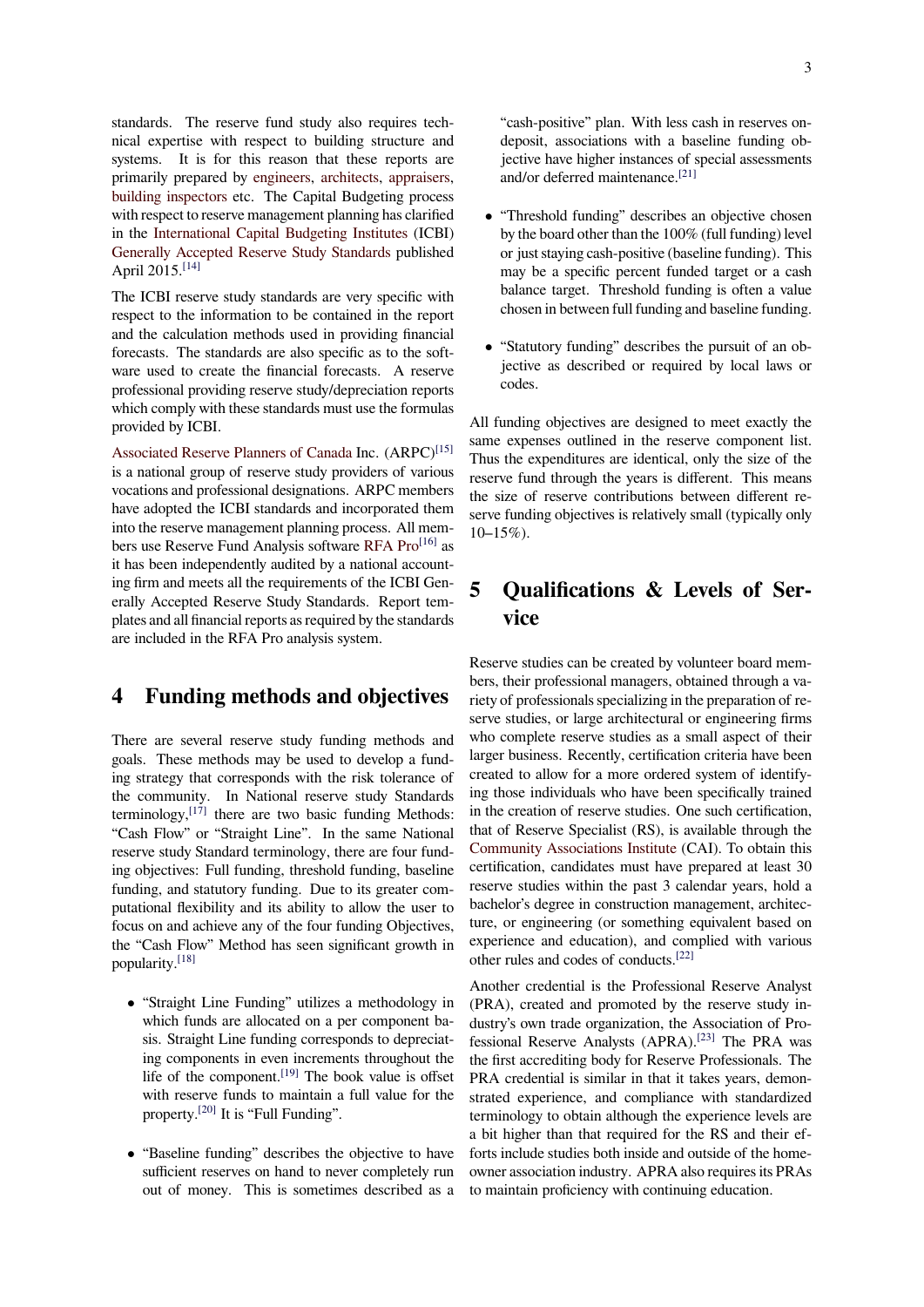standards. The reserve fund study also requires technical expertise with respect to building structure and systems. It is for this reason that these reports are primarily prepared by engineers, architects, appraisers, building inspectors etc. The Capital Budgeting process with respect to reserve management planning has clarified in the International Capital Budgeting Institutes (ICBI) Generally Accepted Reserve Study Standards published April 2015.[14]

The ICBI reserve study standards are very specific with respect to the information to be contained in the report and the calculation methods used in providing financial forecasts. The standards are also specific as to the software used to create the financial forecasts. A reserve professional providing reserve study/depreciation reports which comply with these standards must use the formulas provided by ICBI.

Associated Reserve Planners of Canada Inc. (ARPC)[15] is a national group of reserve study providers of various vocations and professional designations. ARPC members have adopted the ICBI standards and incorporated them into the reserve management planning process. All members use Reserve Fund Analysis software RFA Pro[16] as it has been independently audited by a national accounting firm and meets all the requirements of the ICBI Generally Accepted Reserve Study Standards. Report templates and all financial reports as required by the standards are included in the RFA Pro analysis system.

## 4 Funding methods and objectives

There are several reserve study funding methods and goals. These methods may be used to develop a funding strategy that corresponds with the risk tolerance of the community. In National reserve study Standards terminology,[17] there are two basic funding Methods: "Cash Flow" or "Straight Line". In the same National reserve study Standard terminology, there are four funding objectives: Full funding, threshold funding, baseline funding, and statutory funding. Due to its greater computational flexibility and its ability to allow the user to focus on and achieve any of the four funding Objectives, the "Cash Flow" Method has seen significant growth in popularity.[18]

- "Straight Line Funding" utilizes a methodology in which funds are allocated on a per component basis. Straight Line funding corresponds to depreciating components in even increments throughout the life of the component.[19] The book value is offset with reserve funds to maintain a full value for the property.[20] It is "Full Funding".
- "Baseline funding" describes the objective to have sufficient reserves on hand to never completely run out of money. This is sometimes described as a "cash-positive" plan. With less cash in reserves on-deposit, associations with a baseline funding objective have higher instances of special assessments and/or deferred maintenance.[21]
- "Threshold funding" describes an objective chosen by the board other than the 100% (full funding) level or just staying cash-positive (baseline funding). This may be a specific percent funded target or a cash balance target. Threshold funding is often a value chosen in between full funding and baseline funding.
- "Statutory funding" describes the pursuit of an objective as described or required by local laws or codes.

All funding objectives are designed to meet exactly the same expenses outlined in the reserve component list. Thus the expenditures are identical, only the size of the reserve fund through the years is different. This means the size of reserve contributions between different reserve funding objectives is relatively small (typically only 10–15%).

## 5 Qualifications & Levels of Service

Reserve studies can be created by volunteer board members, their professional managers, obtained through a variety of professionals specializing in the preparation of reserve studies, or large architectural or engineering firms who complete reserve studies as a small aspect of their larger business. Recently, certification criteria have been created to allow for a more ordered system of identifying those individuals who have been specifically trained in the creation of reserve studies. One such certification, that of Reserve Specialist (RS), is available through the Community Associations Institute (CAI). To obtain this certification, candidates must have prepared at least 30 reserve studies within the past 3 calendar years, hold a bachelor's degree in construction management, architecture, or engineering (or something equivalent based on experience and education), and complied with various other rules and codes of conducts.[22]

Another credential is the Professional Reserve Analyst (PRA), created and promoted by the reserve study industry's own trade organization, the Association of Professional Reserve Analysts (APRA).[23] The PRA was the first accrediting body for Reserve Professionals. The PRA credential is similar in that it takes years, demonstrated experience, and compliance with standardized terminology to obtain although the experience levels are a bit higher than that required for the RS and their efforts include studies both inside and outside of the homeowner association industry. APRA also requires its PRAs to maintain proficiency with continuing education.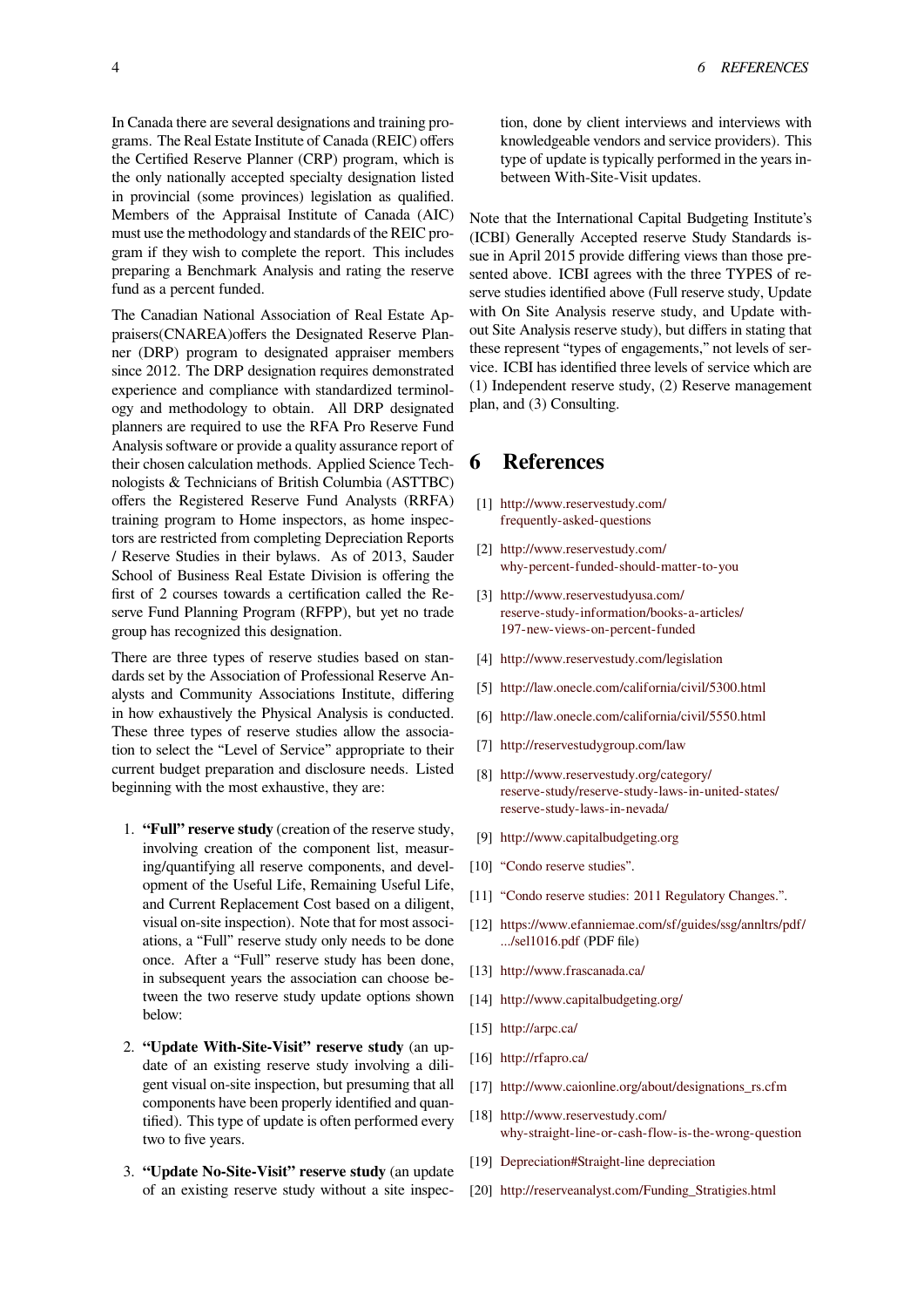In Canada there are several designations and training programs. The Real Estate Institute of Canada (REIC) offers the Certified Reserve Planner (CRP) program, which is the only nationally accepted specialty designation listed in provincial (some provinces) legislation as qualified. Members of the Appraisal Institute of Canada (AIC) must use the methodology and standards of the REIC program if they wish to complete the report. This includes preparing a Benchmark Analysis and rating the reserve fund as a percent funded.

The Canadian National Association of Real Estate Appraisers(CNAREA)offers the Designated Reserve Planner (DRP) program to designated appraiser members since 2012. The DRP designation requires demonstrated experience and compliance with standardized terminology and methodology to obtain. All DRP designated planners are required to use the RFA Pro Reserve Fund Analysis software or provide a quality assurance report of their chosen calculation methods. Applied Science Technologists & Technicians of British Columbia (ASTTBC) offers the Registered Reserve Fund Analysts (RRFA) training program to Home inspectors, as home inspectors are restricted from completing Depreciation Reports / Reserve Studies in their bylaws. As of 2013, Sauder School of Business Real Estate Division is offering the first of 2 courses towards a certification called the Reserve Fund Planning Program (RFPP), but yet no trade group has recognized this designation.

There are three types of reserve studies based on standards set by the Association of Professional Reserve Analysts and Community Associations Institute, differing in how exhaustively the Physical Analysis is conducted. These three types of reserve studies allow the association to select the "Level of Service" appropriate to their current budget preparation and disclosure needs. Listed beginning with the most exhaustive, they are:

1. **"Full" reserve study** (creation of the reserve study, involving creation of the component list, measuring/quantifying all reserve components, and development of the Useful Life, Remaining Useful Life, and Current Replacement Cost based on a diligent, visual on-site inspection). Note that for most associations, a "Full" reserve study only needs to be done once. After a "Full" reserve study has been done, in subsequent years the association can choose between the two reserve study update options shown below:
2. **"Update With-Site-Visit" reserve study** (an update of an existing reserve study involving a diligent visual on-site inspection, but presuming that all components have been properly identified and quantified). This type of update is often performed every two to five years.
3. **"Update No-Site-Visit" reserve study** (an update of an existing reserve study without a site inspection, done by client interviews and interviews with knowledgeable vendors and service providers). This type of update is typically performed in the years in-between With-Site-Visit updates.

Note that the International Capital Budgeting Institute's (ICBI) Generally Accepted reserve Study Standards issue in April 2015 provide differing views than those presented above. ICBI agrees with the three TYPES of reserve studies identified above (Full reserve study, Update with On Site Analysis reserve study, and Update without Site Analysis reserve study), but differs in stating that these represent "types of engagements," not levels of service. ICBI has identified three levels of service which are (1) Independent reserve study, (2) Reserve management plan, and (3) Consulting.

# 6 References

[1] http://www.reservestudy.com/frequently-asked-questions

[2] http://www.reservestudy.com/why-percent-funded-should-matter-to-you

[3] http://www.reservestudyusa.com/reserve-study-information/books-a-articles/197-new-views-on-percent-funded

[4] http://www.reservestudy.com/legislation

[5] http://law.onecle.com/california/civil/5300.html

[6] http://law.onecle.com/california/civil/5550.html

[7] http://reservestudygroup.com/law

[8] http://www.reservestudy.org/category/reserve-study/reserve-study-laws-in-united-states/reserve-study-laws-in-nevada/

[9] http://www.capitalbudgeting.org

[10] "Condo reserve studies".

[11] "Condo reserve studies: 2011 Regulatory Changes.".

[12] https://www.efanniemae.com/sf/guides/ssg/annltrs/pdf/.../sel1016.pdf (PDF file)

[13] http://www.frascanada.ca/

[14] http://www.capitalbudgeting.org/

[15] http://arpc.ca/

[16] http://rfapro.ca/

[17] http://www.caionline.org/about/designations_rs.cfm

[18] http://www.reservestudy.com/why-straight-line-or-cash-flow-is-the-wrong-question

[19] Depreciation#Straight-line depreciation

[20] http://reserveanalyst.com/Funding_Stratigies.html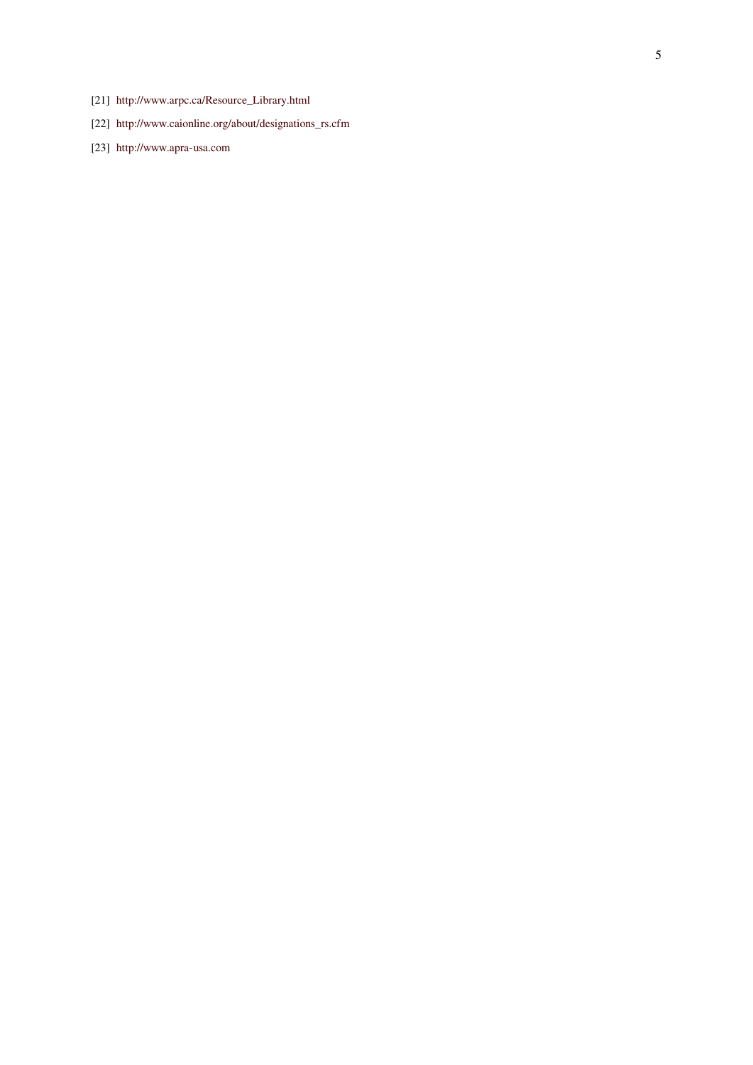[21] http://www.arpc.ca/Resource_Library.html

[22] http://www.caionline.org/about/designations_rs.cfm

[23] http://www.apra-usa.com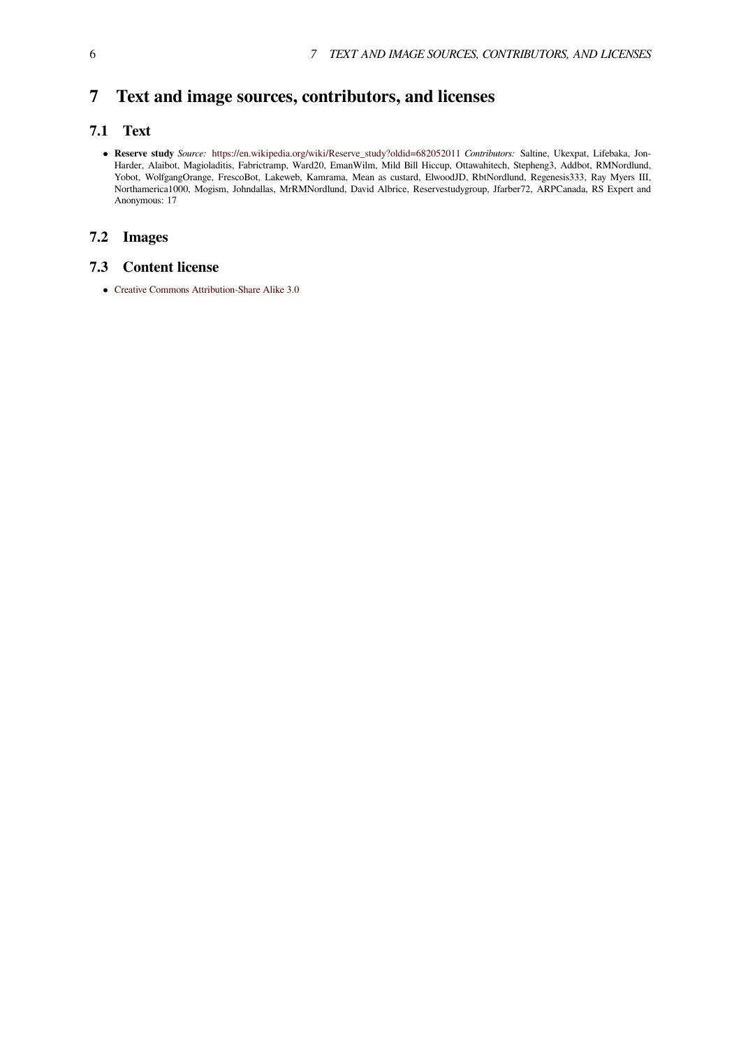# 7 Text and image sources, contributors, and licenses

## 7.1 Text

- **Reserve study** *Source:* https://en.wikipedia.org/wiki/Reserve_study?oldid=682052011 *Contributors:* Saltine, Ukexpat, Lifebaka, Jon-Harder, Alaibot, Magioladitis, Fabrictramp, Ward20, EmanWilm, Mild Bill Hiccup, Ottawahitech, Stepheng3, Addbot, RMNordlund, Yobot, WolfgangOrange, FrescoBot, Lakeweb, Kamrama, Mean as custard, ElwoodJD, RbtNordlund, Regenesis333, Ray Myers III, Northamerica1000, Mogism, Johndallas, MrRMNordlund, David Albrice, Reservestudygroup, Jfarber72, ARPCanada, RS Expert and Anonymous: 17

## 7.2 Images

## 7.3 Content license

- Creative Commons Attribution-Share Alike 3.0